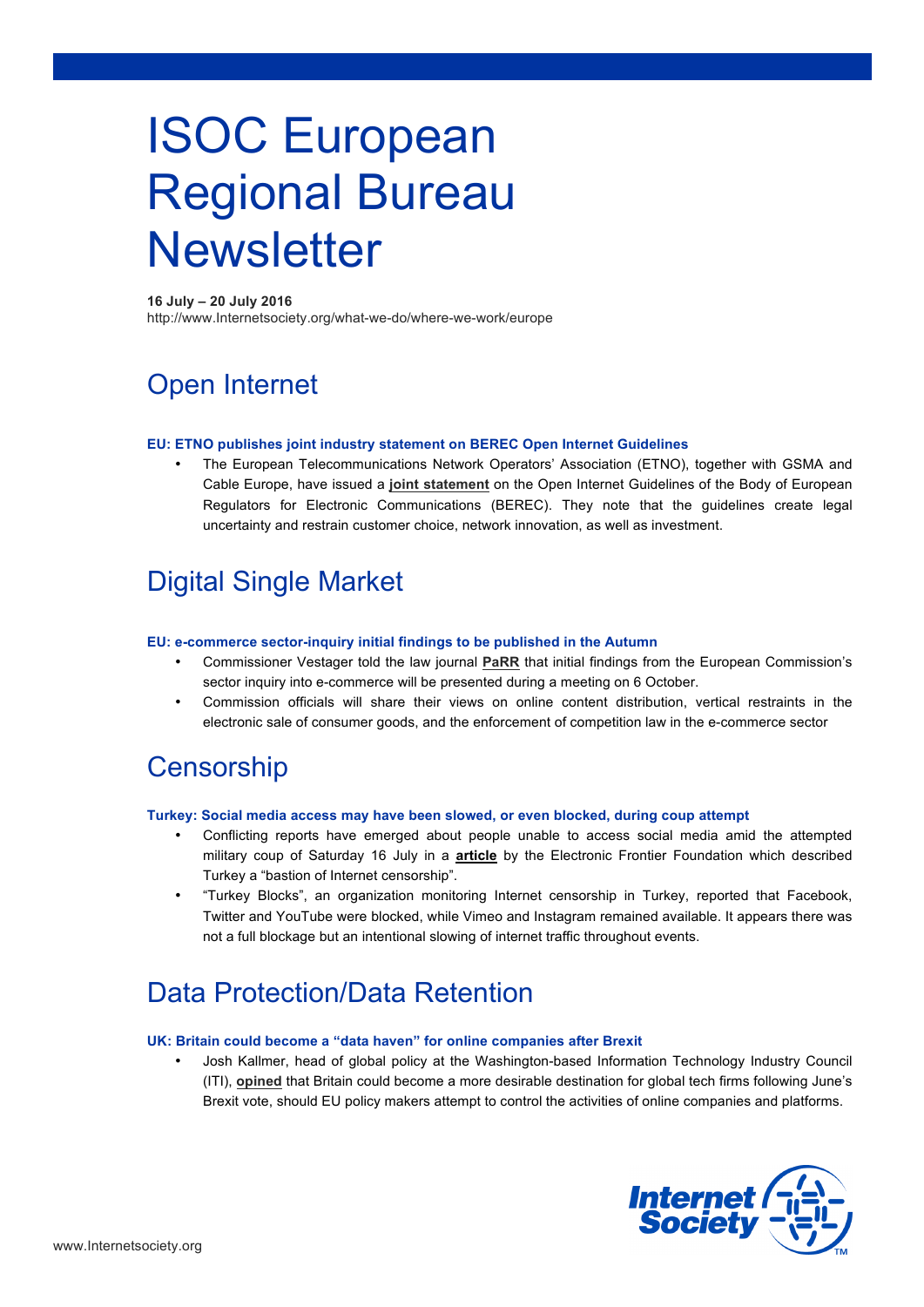# ISOC European Regional Bureau Newsletter

**16 July – 20 July 2016**
http://www.Internetsociety.org/what-we-do/where-we-work/europe

## Open Internet

#### EU: ETNO publishes joint industry statement on BEREC Open Internet Guidelines

- The European Telecommunications Network Operators' Association (ETNO), together with GSMA and Cable Europe, have issued a **joint statement** on the Open Internet Guidelines of the Body of European Regulators for Electronic Communications (BEREC). They note that the guidelines create legal uncertainty and restrain customer choice, network innovation, as well as investment.

## Digital Single Market

#### EU: e-commerce sector-inquiry initial findings to be published in the Autumn

- Commissioner Vestager told the law journal **PaRR** that initial findings from the European Commission's sector inquiry into e-commerce will be presented during a meeting on 6 October.
- Commission officials will share their views on online content distribution, vertical restraints in the electronic sale of consumer goods, and the enforcement of competition law in the e-commerce sector

## Censorship

#### Turkey: Social media access may have been slowed, or even blocked, during coup attempt

- Conflicting reports have emerged about people unable to access social media amid the attempted military coup of Saturday 16 July in a **article** by the Electronic Frontier Foundation which described Turkey a "bastion of Internet censorship".
- "Turkey Blocks", an organization monitoring Internet censorship in Turkey, reported that Facebook, Twitter and YouTube were blocked, while Vimeo and Instagram remained available. It appears there was not a full blockage but an intentional slowing of internet traffic throughout events.

## Data Protection/Data Retention

#### UK: Britain could become a "data haven" for online companies after Brexit

- Josh Kallmer, head of global policy at the Washington-based Information Technology Industry Council (ITI), **opined** that Britain could become a more desirable destination for global tech firms following June's Brexit vote, should EU policy makers attempt to control the activities of online companies and platforms.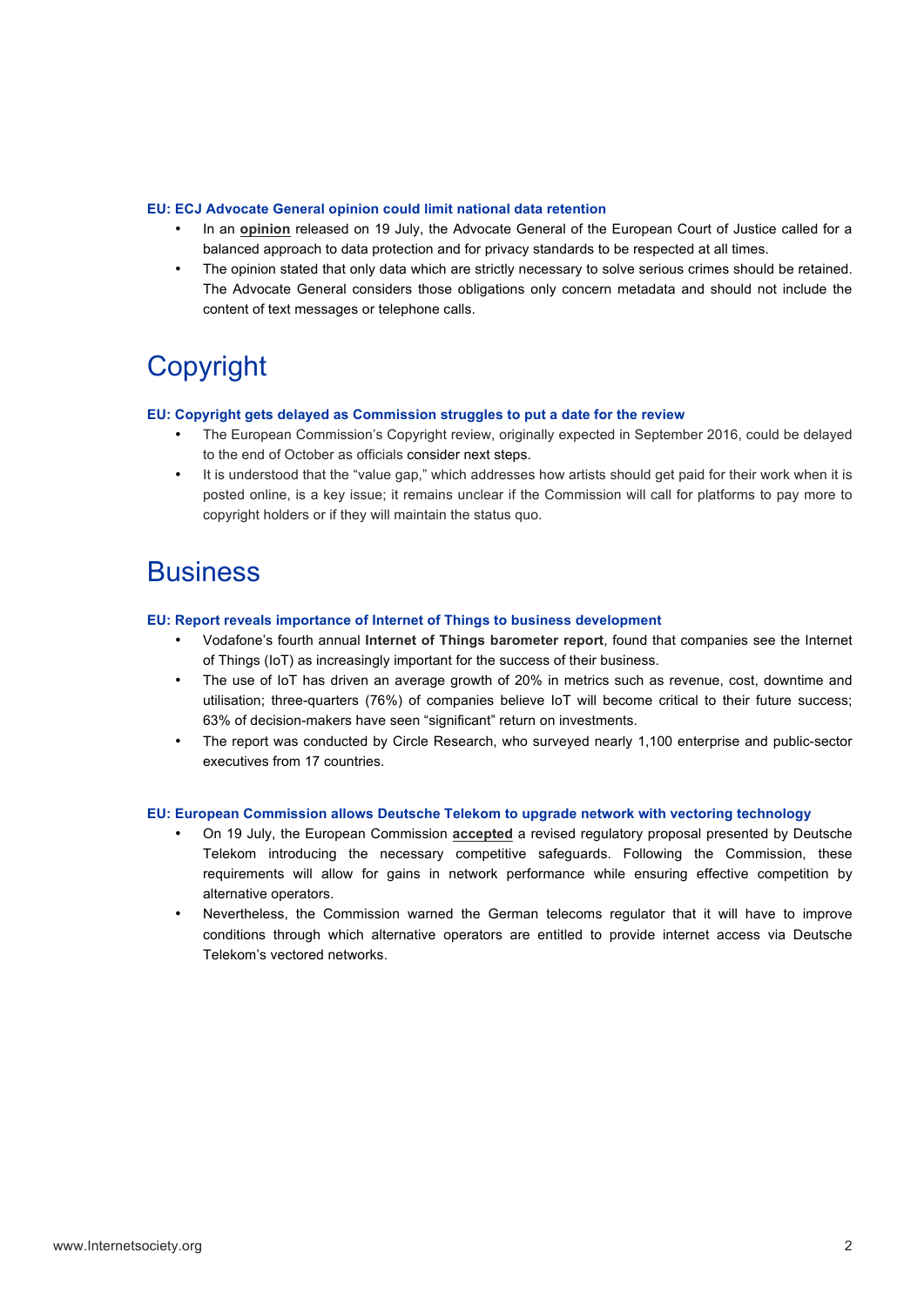### EU: ECJ Advocate General opinion could limit national data retention

- In an **opinion** released on 19 July, the Advocate General of the European Court of Justice called for a balanced approach to data protection and for privacy standards to be respected at all times.
- The opinion stated that only data which are strictly necessary to solve serious crimes should be retained. The Advocate General considers those obligations only concern metadata and should not include the content of text messages or telephone calls.

## Copyright

### EU: Copyright gets delayed as Commission struggles to put a date for the review

- The European Commission's Copyright review, originally expected in September 2016, could be delayed to the end of October as officials consider next steps.
- It is understood that the "value gap," which addresses how artists should get paid for their work when it is posted online, is a key issue; it remains unclear if the Commission will call for platforms to pay more to copyright holders or if they will maintain the status quo.

## Business

### EU: Report reveals importance of Internet of Things to business development

- Vodafone's fourth annual **Internet of Things barometer report**, found that companies see the Internet of Things (IoT) as increasingly important for the success of their business.
- The use of IoT has driven an average growth of 20% in metrics such as revenue, cost, downtime and utilisation; three-quarters (76%) of companies believe IoT will become critical to their future success; 63% of decision-makers have seen "significant" return on investments.
- The report was conducted by Circle Research, who surveyed nearly 1,100 enterprise and public-sector executives from 17 countries.

### EU: European Commission allows Deutsche Telekom to upgrade network with vectoring technology

- On 19 July, the European Commission **accepted** a revised regulatory proposal presented by Deutsche Telekom introducing the necessary competitive safeguards. Following the Commission, these requirements will allow for gains in network performance while ensuring effective competition by alternative operators.
- Nevertheless, the Commission warned the German telecoms regulator that it will have to improve conditions through which alternative operators are entitled to provide internet access via Deutsche Telekom's vectored networks.